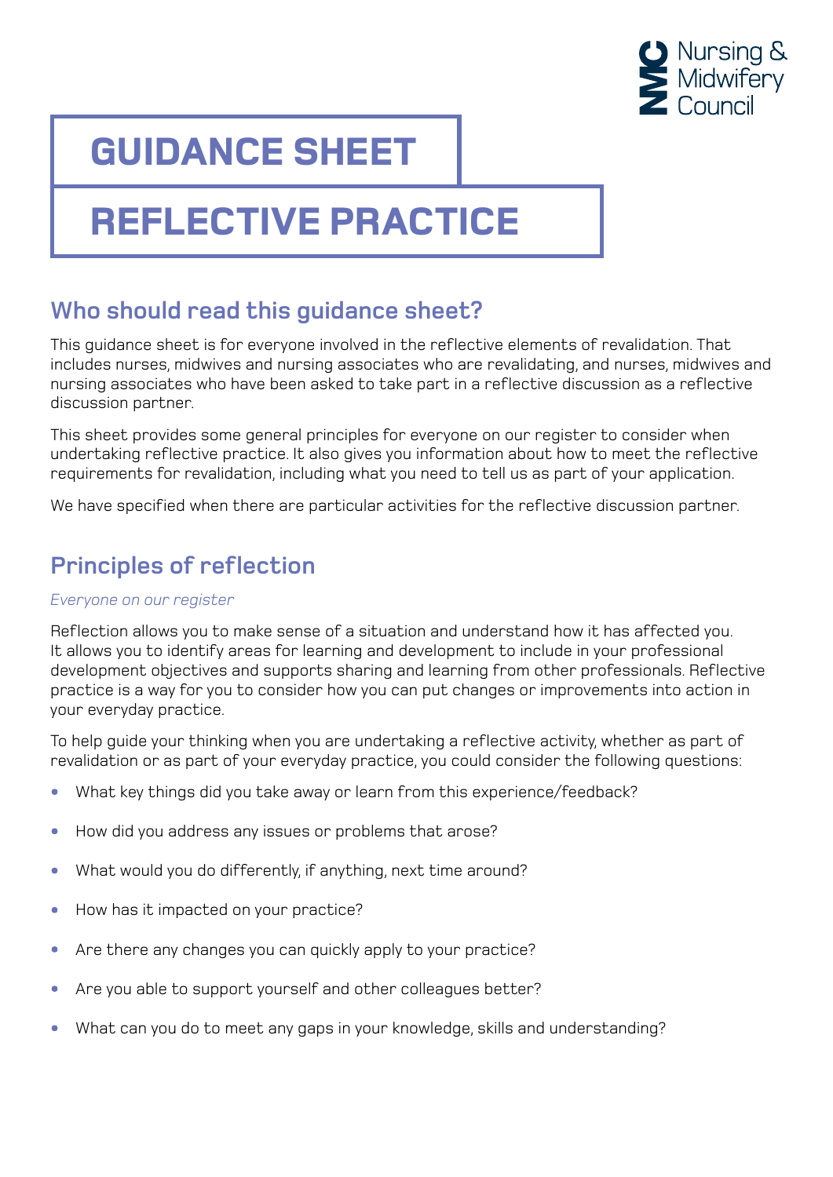Nursing & Midwifery Council

# GUIDANCE SHEET

# REFLECTIVE PRACTICE

## Who should read this guidance sheet?

This guidance sheet is for everyone involved in the reflective elements of revalidation. That includes nurses, midwives and nursing associates who are revalidating, and nurses, midwives and nursing associates who have been asked to take part in a reflective discussion as a reflective discussion partner.

This sheet provides some general principles for everyone on our register to consider when undertaking reflective practice. It also gives you information about how to meet the reflective requirements for revalidation, including what you need to tell us as part of your application.

We have specified when there are particular activities for the reflective discussion partner.

## Principles of reflection

*Everyone on our register*

Reflection allows you to make sense of a situation and understand how it has affected you. It allows you to identify areas for learning and development to include in your professional development objectives and supports sharing and learning from other professionals. Reflective practice is a way for you to consider how you can put changes or improvements into action in your everyday practice.

To help guide your thinking when you are undertaking a reflective activity, whether as part of revalidation or as part of your everyday practice, you could consider the following questions:

- What key things did you take away or learn from this experience/feedback?
- How did you address any issues or problems that arose?
- What would you do differently, if anything, next time around?
- How has it impacted on your practice?
- Are there any changes you can quickly apply to your practice?
- Are you able to support yourself and other colleagues better?
- What can you do to meet any gaps in your knowledge, skills and understanding?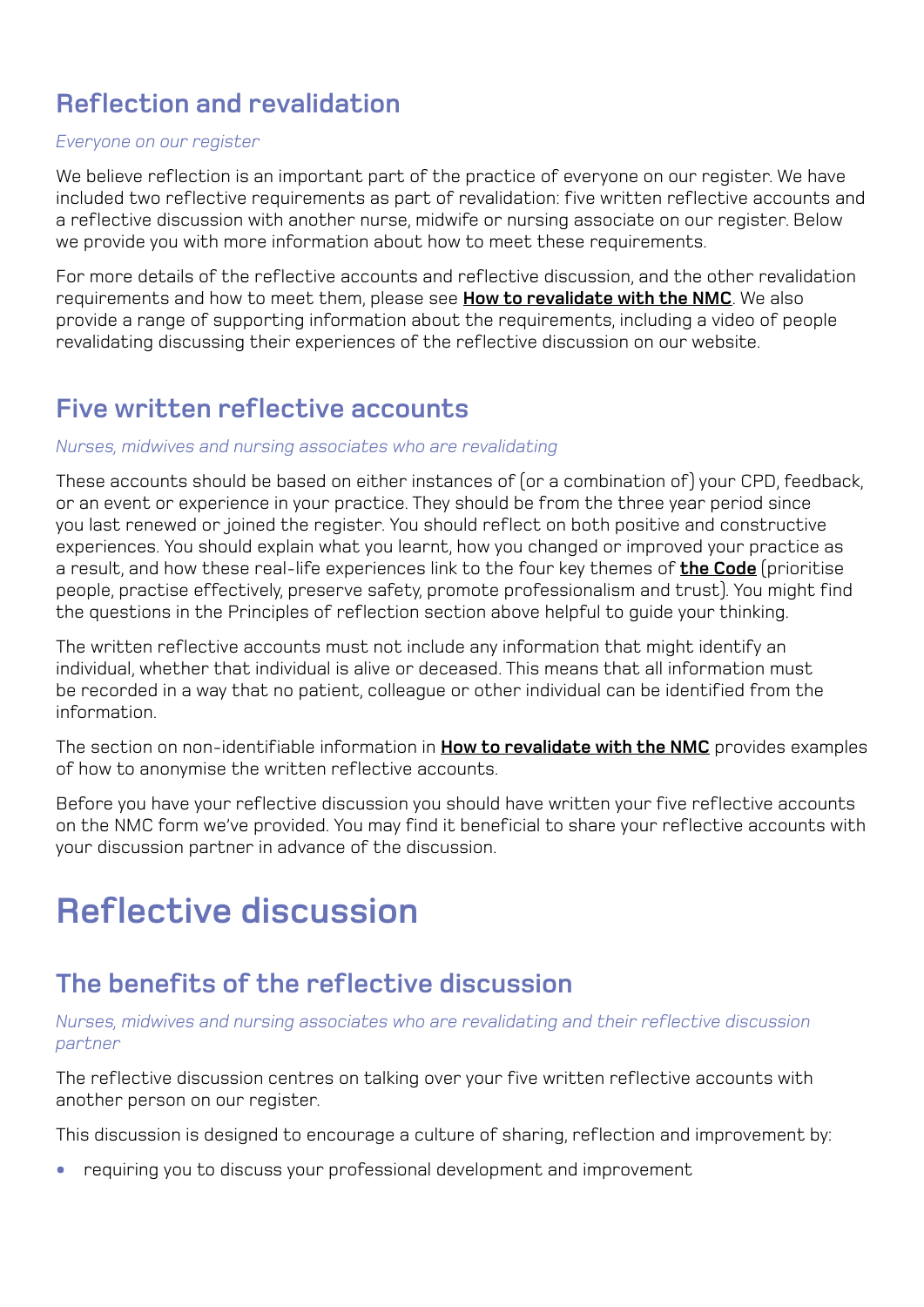## Reflection and revalidation

*Everyone on our register*

We believe reflection is an important part of the practice of everyone on our register. We have included two reflective requirements as part of revalidation: five written reflective accounts and a reflective discussion with another nurse, midwife or nursing associate on our register. Below we provide you with more information about how to meet these requirements.

For more details of the reflective accounts and reflective discussion, and the other revalidation requirements and how to meet them, please see **How to revalidate with the NMC**. We also provide a range of supporting information about the requirements, including a video of people revalidating discussing their experiences of the reflective discussion on our website.

## Five written reflective accounts

*Nurses, midwives and nursing associates who are revalidating*

These accounts should be based on either instances of (or a combination of) your CPD, feedback, or an event or experience in your practice. They should be from the three year period since you last renewed or joined the register. You should reflect on both positive and constructive experiences. You should explain what you learnt, how you changed or improved your practice as a result, and how these real-life experiences link to the four key themes of **the Code** (prioritise people, practise effectively, preserve safety, promote professionalism and trust). You might find the questions in the Principles of reflection section above helpful to guide your thinking.

The written reflective accounts must not include any information that might identify an individual, whether that individual is alive or deceased. This means that all information must be recorded in a way that no patient, colleague or other individual can be identified from the information.

The section on non-identifiable information in **How to revalidate with the NMC** provides examples of how to anonymise the written reflective accounts.

Before you have your reflective discussion you should have written your five reflective accounts on the NMC form we've provided. You may find it beneficial to share your reflective accounts with your discussion partner in advance of the discussion.

# Reflective discussion

## The benefits of the reflective discussion

*Nurses, midwives and nursing associates who are revalidating and their reflective discussion partner*

The reflective discussion centres on talking over your five written reflective accounts with another person on our register.

This discussion is designed to encourage a culture of sharing, reflection and improvement by:

- requiring you to discuss your professional development and improvement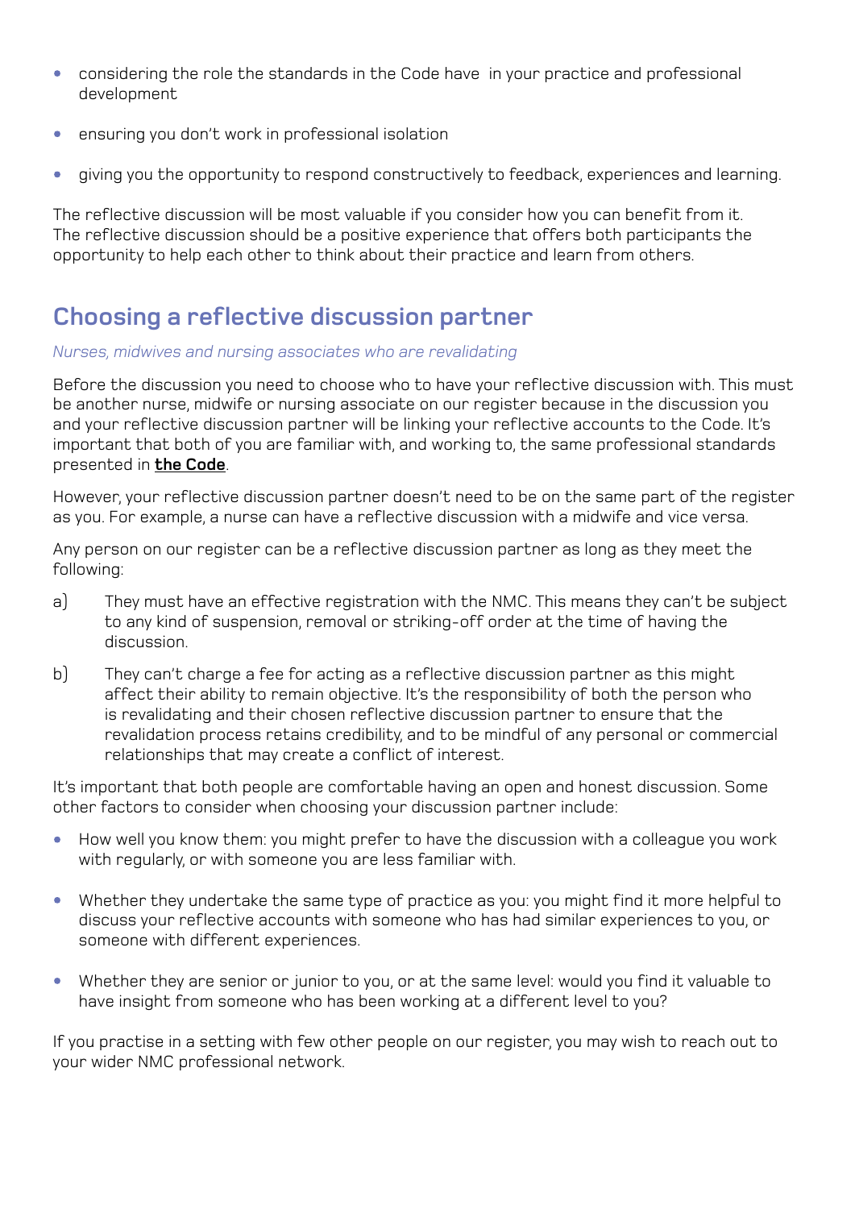- considering the role the standards in the Code have in your practice and professional development
- ensuring you don't work in professional isolation
- giving you the opportunity to respond constructively to feedback, experiences and learning.

The reflective discussion will be most valuable if you consider how you can benefit from it. The reflective discussion should be a positive experience that offers both participants the opportunity to help each other to think about their practice and learn from others.

## Choosing a reflective discussion partner

*Nurses, midwives and nursing associates who are revalidating*

Before the discussion you need to choose who to have your reflective discussion with. This must be another nurse, midwife or nursing associate on our register because in the discussion you and your reflective discussion partner will be linking your reflective accounts to the Code. It's important that both of you are familiar with, and working to, the same professional standards presented in **the Code**.

However, your reflective discussion partner doesn't need to be on the same part of the register as you. For example, a nurse can have a reflective discussion with a midwife and vice versa.

Any person on our register can be a reflective discussion partner as long as they meet the following:

a) They must have an effective registration with the NMC. This means they can't be subject to any kind of suspension, removal or striking-off order at the time of having the discussion.

b) They can't charge a fee for acting as a reflective discussion partner as this might affect their ability to remain objective. It's the responsibility of both the person who is revalidating and their chosen reflective discussion partner to ensure that the revalidation process retains credibility, and to be mindful of any personal or commercial relationships that may create a conflict of interest.

It's important that both people are comfortable having an open and honest discussion. Some other factors to consider when choosing your discussion partner include:

- How well you know them: you might prefer to have the discussion with a colleague you work with regularly, or with someone you are less familiar with.
- Whether they undertake the same type of practice as you: you might find it more helpful to discuss your reflective accounts with someone who has had similar experiences to you, or someone with different experiences.
- Whether they are senior or junior to you, or at the same level: would you find it valuable to have insight from someone who has been working at a different level to you?

If you practise in a setting with few other people on our register, you may wish to reach out to your wider NMC professional network.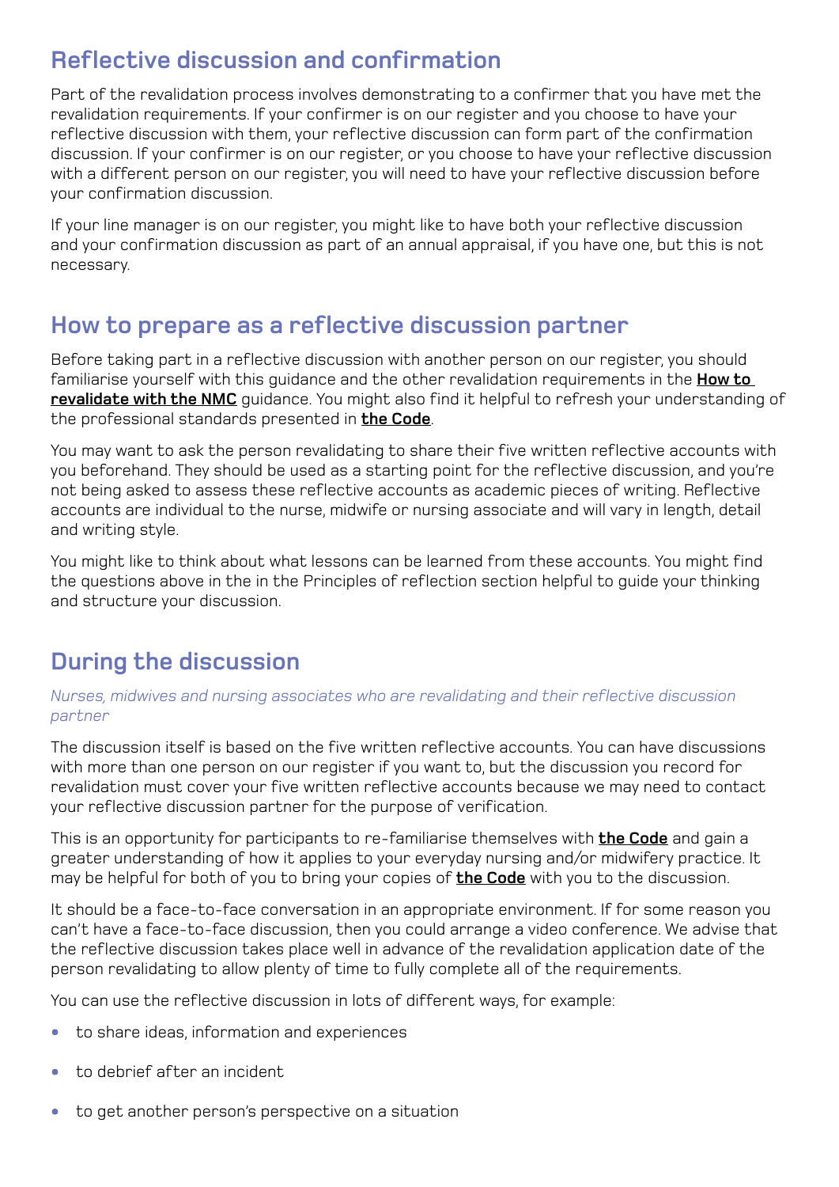## Reflective discussion and confirmation

Part of the revalidation process involves demonstrating to a confirmer that you have met the revalidation requirements. If your confirmer is on our register and you choose to have your reflective discussion with them, your reflective discussion can form part of the confirmation discussion. If your confirmer is on our register, or you choose to have your reflective discussion with a different person on our register, you will need to have your reflective discussion before your confirmation discussion.

If your line manager is on our register, you might like to have both your reflective discussion and your confirmation discussion as part of an annual appraisal, if you have one, but this is not necessary.

## How to prepare as a reflective discussion partner

Before taking part in a reflective discussion with another person on our register, you should familiarise yourself with this guidance and the other revalidation requirements in the **How to revalidate with the NMC** guidance. You might also find it helpful to refresh your understanding of the professional standards presented in **the Code**.

You may want to ask the person revalidating to share their five written reflective accounts with you beforehand. They should be used as a starting point for the reflective discussion, and you're not being asked to assess these reflective accounts as academic pieces of writing. Reflective accounts are individual to the nurse, midwife or nursing associate and will vary in length, detail and writing style.

You might like to think about what lessons can be learned from these accounts. You might find the questions above in the in the Principles of reflection section helpful to guide your thinking and structure your discussion.

## During the discussion

*Nurses, midwives and nursing associates who are revalidating and their reflective discussion partner*

The discussion itself is based on the five written reflective accounts. You can have discussions with more than one person on our register if you want to, but the discussion you record for revalidation must cover your five written reflective accounts because we may need to contact your reflective discussion partner for the purpose of verification.

This is an opportunity for participants to re-familiarise themselves with **the Code** and gain a greater understanding of how it applies to your everyday nursing and/or midwifery practice. It may be helpful for both of you to bring your copies of **the Code** with you to the discussion.

It should be a face-to-face conversation in an appropriate environment. If for some reason you can't have a face-to-face discussion, then you could arrange a video conference. We advise that the reflective discussion takes place well in advance of the revalidation application date of the person revalidating to allow plenty of time to fully complete all of the requirements.

You can use the reflective discussion in lots of different ways, for example:

- to share ideas, information and experiences
- to debrief after an incident
- to get another person's perspective on a situation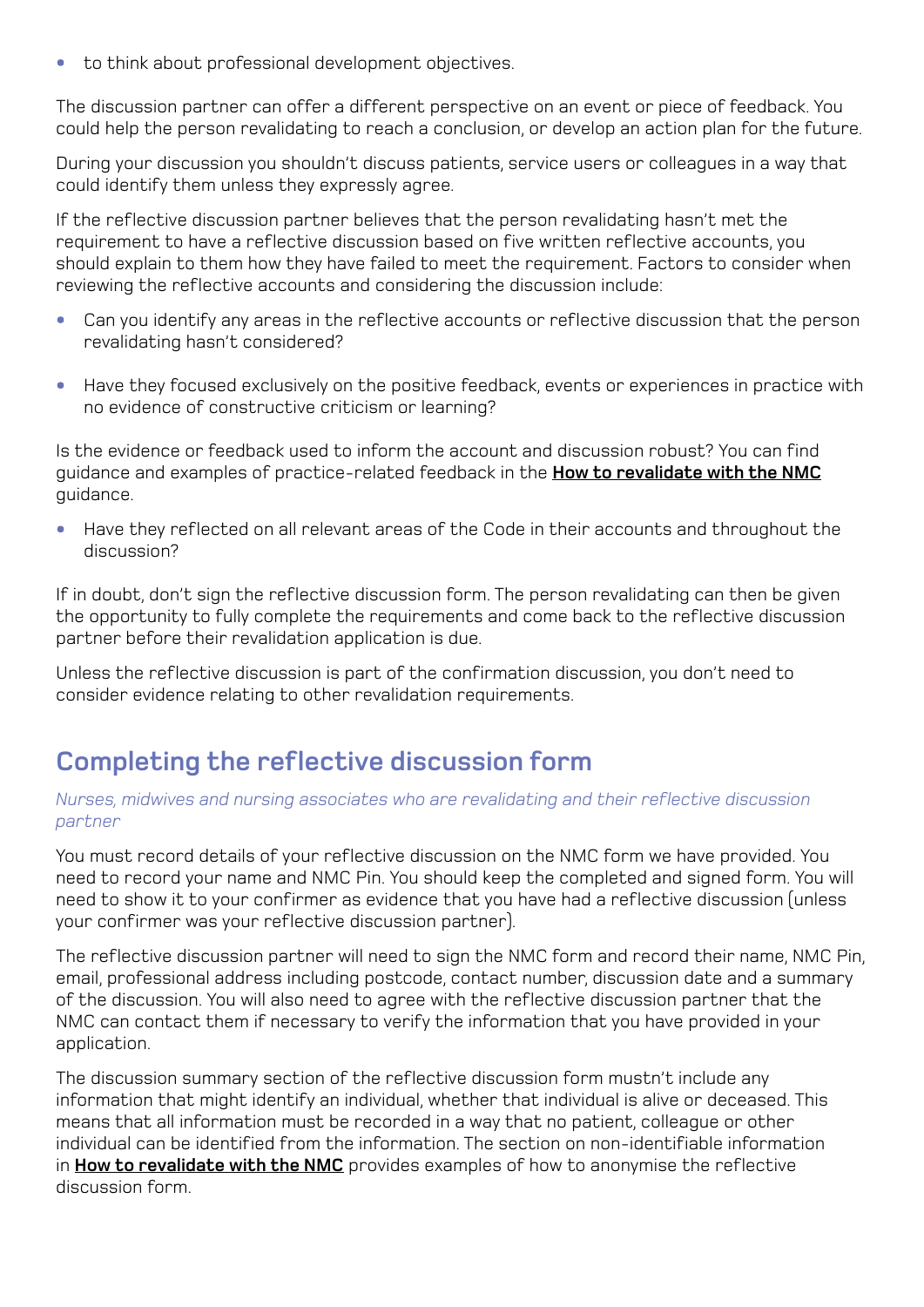- to think about professional development objectives.

The discussion partner can offer a different perspective on an event or piece of feedback. You could help the person revalidating to reach a conclusion, or develop an action plan for the future.

During your discussion you shouldn't discuss patients, service users or colleagues in a way that could identify them unless they expressly agree.

If the reflective discussion partner believes that the person revalidating hasn't met the requirement to have a reflective discussion based on five written reflective accounts, you should explain to them how they have failed to meet the requirement. Factors to consider when reviewing the reflective accounts and considering the discussion include:

- Can you identify any areas in the reflective accounts or reflective discussion that the person revalidating hasn't considered?
- Have they focused exclusively on the positive feedback, events or experiences in practice with no evidence of constructive criticism or learning?

Is the evidence or feedback used to inform the account and discussion robust? You can find guidance and examples of practice-related feedback in the **How to revalidate with the NMC** guidance.

- Have they reflected on all relevant areas of the Code in their accounts and throughout the discussion?

If in doubt, don't sign the reflective discussion form. The person revalidating can then be given the opportunity to fully complete the requirements and come back to the reflective discussion partner before their revalidation application is due.

Unless the reflective discussion is part of the confirmation discussion, you don't need to consider evidence relating to other revalidation requirements.

## Completing the reflective discussion form

*Nurses, midwives and nursing associates who are revalidating and their reflective discussion partner*

You must record details of your reflective discussion on the NMC form we have provided. You need to record your name and NMC Pin. You should keep the completed and signed form. You will need to show it to your confirmer as evidence that you have had a reflective discussion (unless your confirmer was your reflective discussion partner).

The reflective discussion partner will need to sign the NMC form and record their name, NMC Pin, email, professional address including postcode, contact number, discussion date and a summary of the discussion. You will also need to agree with the reflective discussion partner that the NMC can contact them if necessary to verify the information that you have provided in your application.

The discussion summary section of the reflective discussion form mustn't include any information that might identify an individual, whether that individual is alive or deceased. This means that all information must be recorded in a way that no patient, colleague or other individual can be identified from the information. The section on non-identifiable information in **How to revalidate with the NMC** provides examples of how to anonymise the reflective discussion form.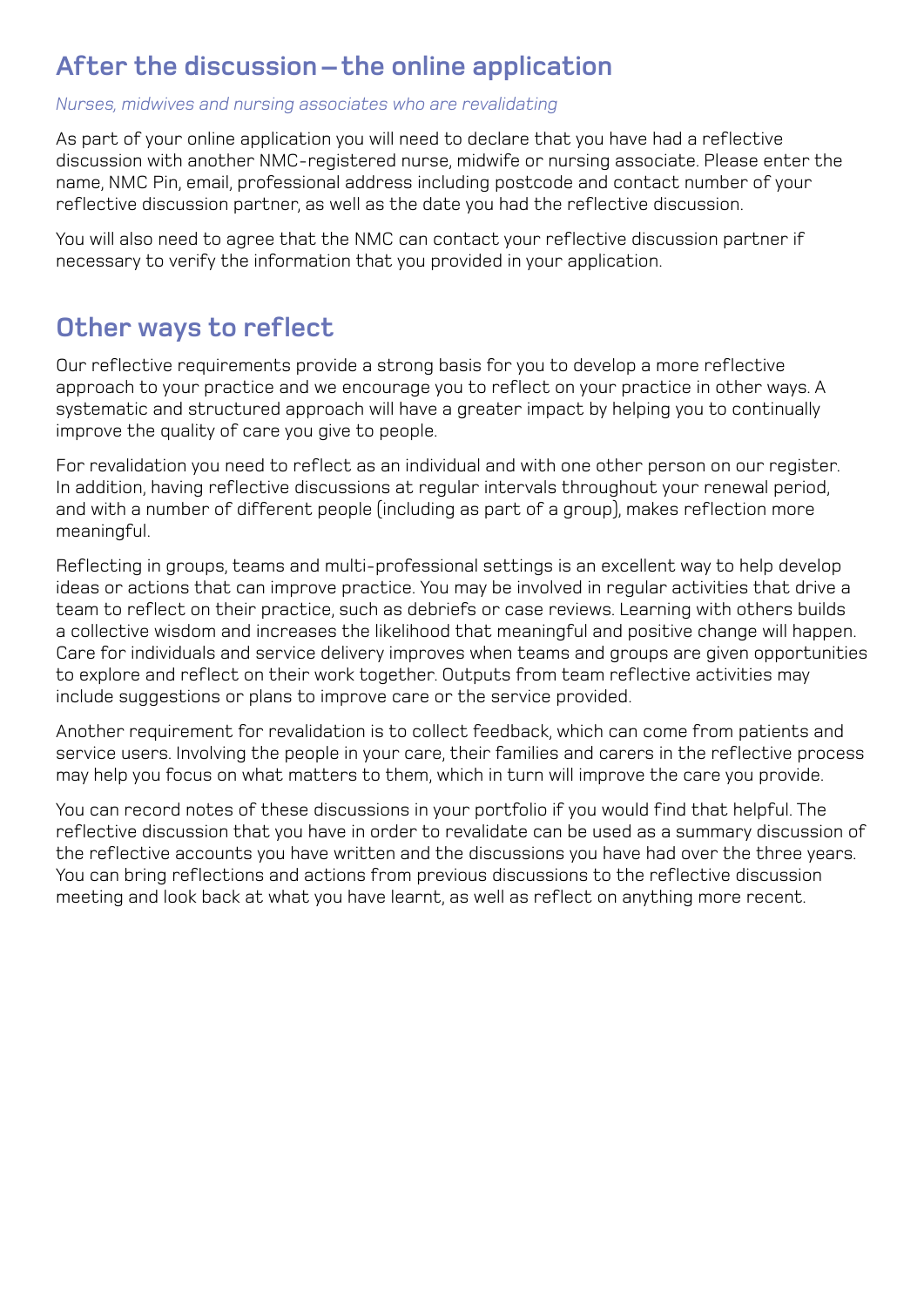## After the discussion – the online application

*Nurses, midwives and nursing associates who are revalidating*

As part of your online application you will need to declare that you have had a reflective discussion with another NMC-registered nurse, midwife or nursing associate. Please enter the name, NMC Pin, email, professional address including postcode and contact number of your reflective discussion partner, as well as the date you had the reflective discussion.

You will also need to agree that the NMC can contact your reflective discussion partner if necessary to verify the information that you provided in your application.

## Other ways to reflect

Our reflective requirements provide a strong basis for you to develop a more reflective approach to your practice and we encourage you to reflect on your practice in other ways. A systematic and structured approach will have a greater impact by helping you to continually improve the quality of care you give to people.

For revalidation you need to reflect as an individual and with one other person on our register. In addition, having reflective discussions at regular intervals throughout your renewal period, and with a number of different people (including as part of a group), makes reflection more meaningful.

Reflecting in groups, teams and multi-professional settings is an excellent way to help develop ideas or actions that can improve practice. You may be involved in regular activities that drive a team to reflect on their practice, such as debriefs or case reviews. Learning with others builds a collective wisdom and increases the likelihood that meaningful and positive change will happen. Care for individuals and service delivery improves when teams and groups are given opportunities to explore and reflect on their work together. Outputs from team reflective activities may include suggestions or plans to improve care or the service provided.

Another requirement for revalidation is to collect feedback, which can come from patients and service users. Involving the people in your care, their families and carers in the reflective process may help you focus on what matters to them, which in turn will improve the care you provide.

You can record notes of these discussions in your portfolio if you would find that helpful. The reflective discussion that you have in order to revalidate can be used as a summary discussion of the reflective accounts you have written and the discussions you have had over the three years. You can bring reflections and actions from previous discussions to the reflective discussion meeting and look back at what you have learnt, as well as reflect on anything more recent.